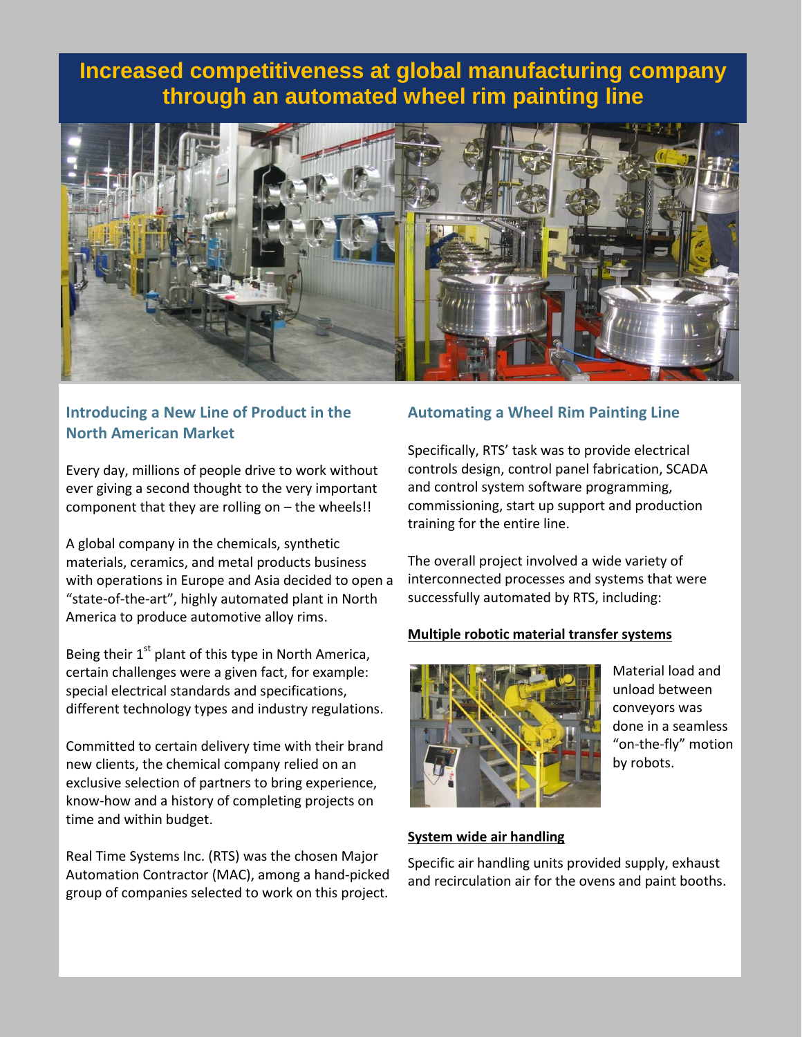# Increased competitiveness at global manufacturing company through an automated wheel rim painting line

## Introducing a New Line of Product in the North American Market

Every day, millions of people drive to work without ever giving a second thought to the very important component that they are rolling on – the wheels!!

A global company in the chemicals, synthetic materials, ceramics, and metal products business with operations in Europe and Asia decided to open a "state-of-the-art", highly automated plant in North America to produce automotive alloy rims.

Being their 1st plant of this type in North America, certain challenges were a given fact, for example: special electrical standards and specifications, different technology types and industry regulations.

Committed to certain delivery time with their brand new clients, the chemical company relied on an exclusive selection of partners to bring experience, know-how and a history of completing projects on time and within budget.

Real Time Systems Inc. (RTS) was the chosen Major Automation Contractor (MAC), among a hand-picked group of companies selected to work on this project.

## Automating a Wheel Rim Painting Line

Specifically, RTS' task was to provide electrical controls design, control panel fabrication, SCADA and control system software programming, commissioning, start up support and production training for the entire line.

The overall project involved a wide variety of interconnected processes and systems that were successfully automated by RTS, including:

**Multiple robotic material transfer systems**

Material load and unload between conveyors was done in a seamless "on-the-fly" motion by robots.

**System wide air handling**

Specific air handling units provided supply, exhaust and recirculation air for the ovens and paint booths.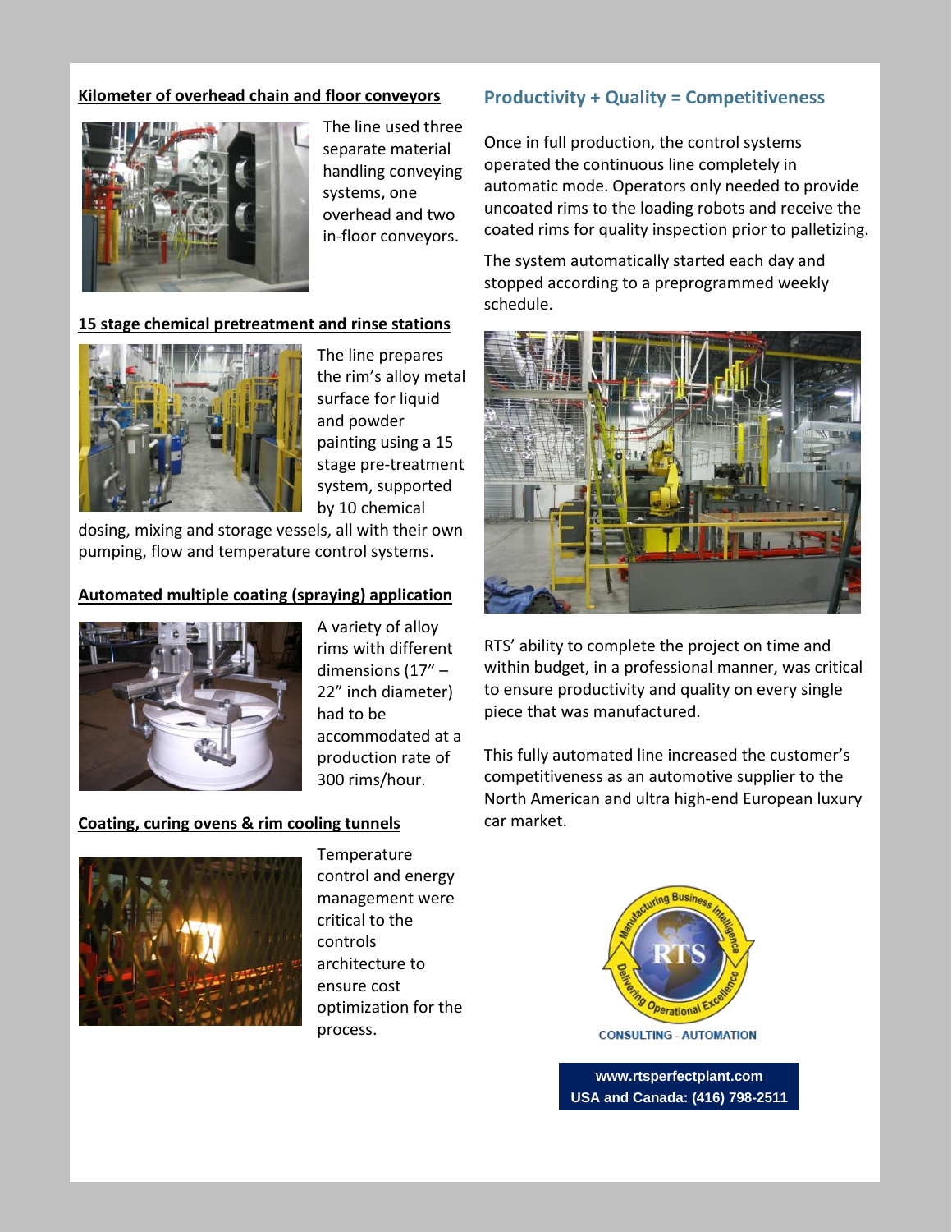**Kilometer of overhead chain and floor conveyors**

The line used three separate material handling conveying systems, one overhead and two in-floor conveyors.

**15 stage chemical pretreatment and rinse stations**

The line prepares the rim's alloy metal surface for liquid and powder painting using a 15 stage pre-treatment system, supported by 10 chemical dosing, mixing and storage vessels, all with their own pumping, flow and temperature control systems.

**Automated multiple coating (spraying) application**

A variety of alloy rims with different dimensions (17" – 22" inch diameter) had to be accommodated at a production rate of 300 rims/hour.

**Coating, curing ovens & rim cooling tunnels**

Temperature control and energy management were critical to the controls architecture to ensure cost optimization for the process.

## Productivity + Quality = Competitiveness

Once in full production, the control systems operated the continuous line completely in automatic mode. Operators only needed to provide uncoated rims to the loading robots and receive the coated rims for quality inspection prior to palletizing.

The system automatically started each day and stopped according to a preprogrammed weekly schedule.

RTS' ability to complete the project on time and within budget, in a professional manner, was critical to ensure productivity and quality on every single piece that was manufactured.

This fully automated line increased the customer's competitiveness as an automotive supplier to the North American and ultra high-end European luxury car market.

Manufacturing Business Intelligence
RTS
Delivering Operational Excellence

CONSULTING - AUTOMATION

**www.rtsperfectplant.com**
**USA and Canada: (416) 798-2511**